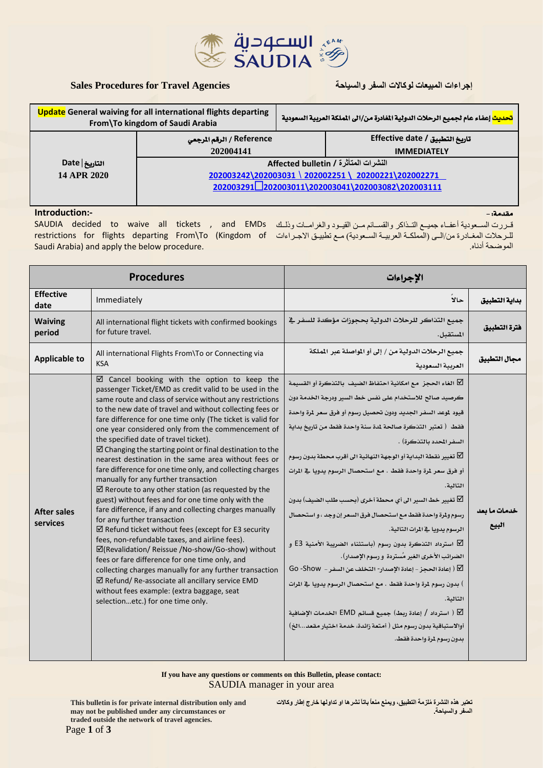**Sales Procedures for Travel Agencies** إجراءات المبيعات لوكالات السفر والسياحة

| **Update** General waiving for all international flights departing From\To kingdom of Saudi Arabia | | **تحديث** إعفاء عام لجميع الرحلات الدولية المغادرة من/الى المملكة العربية السعودية |
|---|---|---|
| **Date \| التاريخ** **14 APR 2020** | **Reference / الرقم المرجعي** 202004141 | **Effective date / تاريخ التطبيق** IMMEDIATELY |
| | **Affected bulletin / النشرات المتأثرة** 202003242\202003031 \ 202002251 \ 20200221\202002271 202003291 202003011\202003041\202003082\202003111 | |

**Introduction:-**

SAUDIA decided to waive all tickets , and EMDs restrictions for flights departing From\To (Kingdom of Saudi Arabia) and apply the below procedure.

**مقدمة:-**

قررت السعودية أعفاء جميع التذاكر والقسائم من القيود والغرامات وذلك للرحلات المغادرة من/الى (المملكة العربية السعودية) مع تطبيق الاجراءات الموضحة أدناه.

| **Procedures** | | **الإجراءات** | |
|---|---|---|---|
| **Effective date** | Immediately | حالاً | **بداية التطبيق** |
| **Waiving period** | All international flight tickets with confirmed bookings for future travel. | جميع التذاكر للرحلات الدولية بحجوزات مؤكدة للسفر في المستقبل. | **فترة التطبيق** |
| **Applicable to** | All international Flights From\To or Connecting via KSA | جميع الرحلات الدولية من / إلى أو المواصلة عبر المملكة العربية السعودية | **مجال التطبيق** |
| **After sales services** | ☑ Cancel booking with the option to keep the passenger Ticket/EMD as credit valid to be used in the same route and class of service without any restrictions to the new date of travel and without collecting fees or fare difference for one time only (The ticket is valid for one year considered only from the commencement of the specified date of travel ticket).<br>☑ Changing the starting point or final destination to the nearest destination in the same area without fees or fare difference for one time only, and collecting charges manually for any further transaction<br>☑ Reroute to any other station (as requested by the guest) without fees and for one time only with the fare difference, if any and collecting charges manually for any further transaction<br>☑ Refund ticket without fees (except for E3 security fees, non-refundable taxes, and airline fees).<br>☑(Revalidation/ Reissue /No-show/Go-show) without fees or fare difference for one time only, and collecting charges manually for any further transaction<br>☑ Refund/ Re-associate all ancillary service EMD without fees example: (extra baggage, seat selection…etc.) for one time only. | ☑ الغاء الحجز مع امكانية احتفاظ الضيف بالتذكرة أو القسيمة كرصيد صالح للاستخدام على نفس خط السير ودرجة الخدمة دون قيود لموعد السفر الجديد ودون تحصيل رسوم أو فرق سعر لمرة واحدة فقط ( تعتبر التذكرة صالحة لمدة سنة واحدة فقط من تاريخ بداية السفر المحدد بالتذكرة) .<br>☑ تغيير نقطة البداية أو الوجهة النهائية الى أقرب محطة بدون رسوم أو فرق سعر لمرة واحدة فقط . مع استحصال الرسوم يدويا في المرات التالية.<br>☑ تغيير خط السير الى أي محطة أخرى (بحسب طلب الضيف) بدون رسوم ولمرة واحدة فقط مع استحصال فرق السعر إن وجد ، و استحصال الرسوم يدويا في المرات التالية.<br>☑ استرداد التذكرة بدون رسوم (باستثناء الضريبة الأمنية E3 و الضرائب الأخرى الغير مُستردة و رسوم الإصدار).<br>☑ ( إعادة الحجز - إعادة الإصدار- التخلف عن السفر - Go -Show ) بدون رسوم لمرة واحدة فقط . مع استحصال الرسوم يدويا في المرات التالية.<br>☑ ( استرداد / إعادة ربط) جميع قسائم EMD الخدمات الإضافية أوالاستباقية بدون رسوم مثل ( أمتعة زائدة، خدمة اختيار مقعد...الخ) بدون رسوم لمرة واحدة فقط. | **خدمات ما بعد البيع** |

**If you have any questions or comments on this Bulletin, please contact:**
SAUDIA manager in your area

**This bulletin is for private internal distribution only and may not be published under any circumstances or traded outside the network of travel agencies.**

تعتبر هذه النشرة مُلزمة التطبيق، ويمنع منعاً باتاً نشرها او تداولها خارج إطار وكالات السفر والسياحة.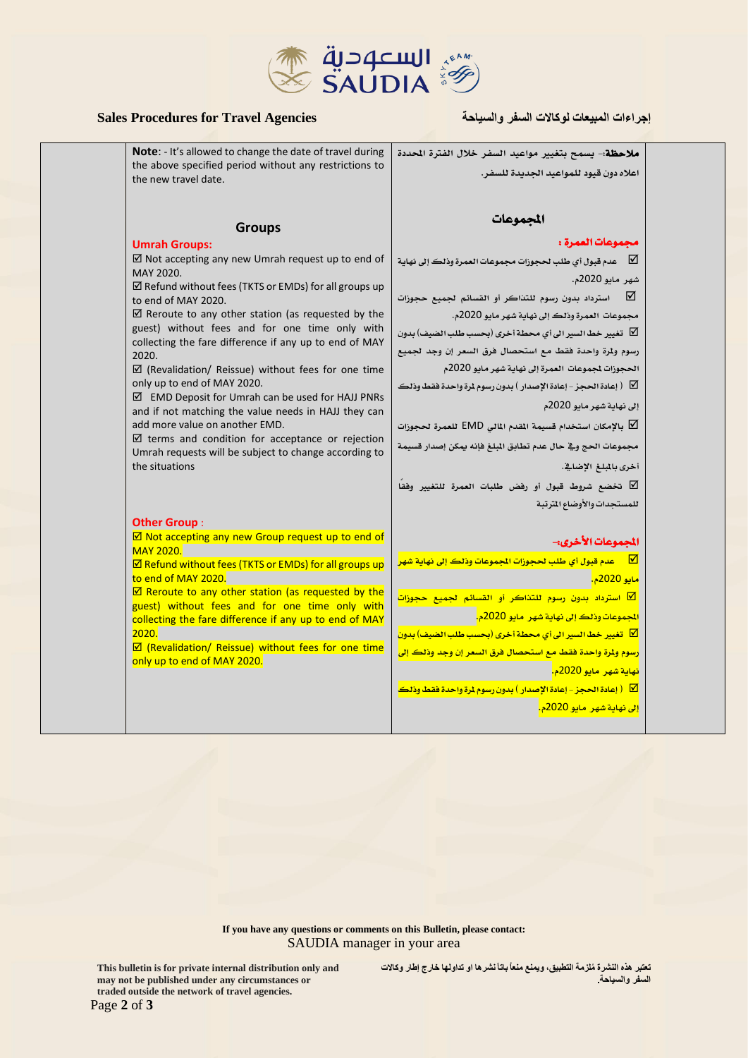**Sales Procedures for Travel Agencies** | **إجراءات المبيعات لوكالات السفر والسياحة**

**Note**: - It's allowed to change the date of travel during the above specified period without any restrictions to the new travel date.

**ملاحظة**:- يسمح بتغيير مواعيد السفر خلال الفترة المحددة اعلاه دون قيود للمواعيد الجديدة للسفر.

## Groups

### Umrah Groups:

☑ Not accepting any new Umrah request up to end of MAY 2020.
☑ Refund without fees (TKTS or EMDs) for all groups up to end of MAY 2020.
☑ Reroute to any other station (as requested by the guest) without fees and for one time only with collecting the fare difference if any up to end of MAY 2020.
☑ (Revalidation/ Reissue) without fees for one time only up to end of MAY 2020.
☑ EMD Deposit for Umrah can be used for HAJJ PNRs and if not matching the value needs in HAJJ they can add more value on another EMD.
☑ terms and condition for acceptance or rejection Umrah requests will be subject to change according to the situations

### Other Group :

☑ Not accepting any new Group request up to end of MAY 2020.
☑ Refund without fees (TKTS or EMDs) for all groups up to end of MAY 2020.
☑ Reroute to any other station (as requested by the guest) without fees and for one time only with collecting the fare difference if any up to end of MAY 2020.
☑ (Revalidation/ Reissue) without fees for one time only up to end of MAY 2020.

## المجموعات

### مجموعات العمرة :

☑ عدم قبول أي طلب لحجوزات مجموعات العمرة وذلك إلى نهاية شهر مايو 2020م.
☑ استرداد بدون رسوم للتذاكر أو القسائم لجميع حجوزات مجموعات العمرة وذلك إلى نهاية شهر مايو 2020م.
☑ تغيير خط السير الى أي محطة أخرى (بحسب طلب الضيف) بدون رسوم ولمرة واحدة فقط مع استحصال فرق السعر إن وجد لجميع الحجوزات لمجموعات العمرة إلى نهاية شهر مايو 2020م
☑ ( إعادة الحجز - إعادة الإصدار ) بدون رسوم لمرة واحدة فقط وذلك إلى نهاية شهر مايو 2020م
☑ بالإمكان استخدام قسيمة المقدم المالي EMD للعمرة لحجوزات مجموعات الحج وفي حال عدم تطابق المبلغ فإنه يمكن إصدار قسيمة أخرى بالمبلغ الإضافي.
☑ تخضع شروط قبول أو رفض طلبات العمرة للتغيير وفقاً للمستجدات والأوضاع المترتبة

### المجموعات الأخرى:-

☑ عدم قبول أي طلب لحجوزات المجموعات وذلك إلى نهاية شهر مايو 2020م.
☑ استرداد بدون رسوم للتذاكر أو القسائم لجميع حجوزات المجموعات وذلك إلى نهاية شهر مايو 2020م.
☑ تغيير خط السير الى أي محطة أخرى (بحسب طلب الضيف) بدون رسوم ولمرة واحدة فقط مع استحصال فرق السعر إن وجد وذلك إلى نهاية شهر مايو 2020م.
☑ ( إعادة الحجز - إعادة الإصدار ) بدون رسوم لمرة واحدة فقط وذلك إلى نهاية شهر مايو 2020م.

**If you have any questions or comments on this Bulletin, please contact:**
SAUDIA manager in your area

**This bulletin is for private internal distribution only and may not be published under any circumstances or traded outside the network of travel agencies.**

**تعتبر هذه النشرة مُلزمة التطبيق، ويمنع منعاً باتاً نشرها او تداولها خارج إطار وكالات السفر والسياحة.**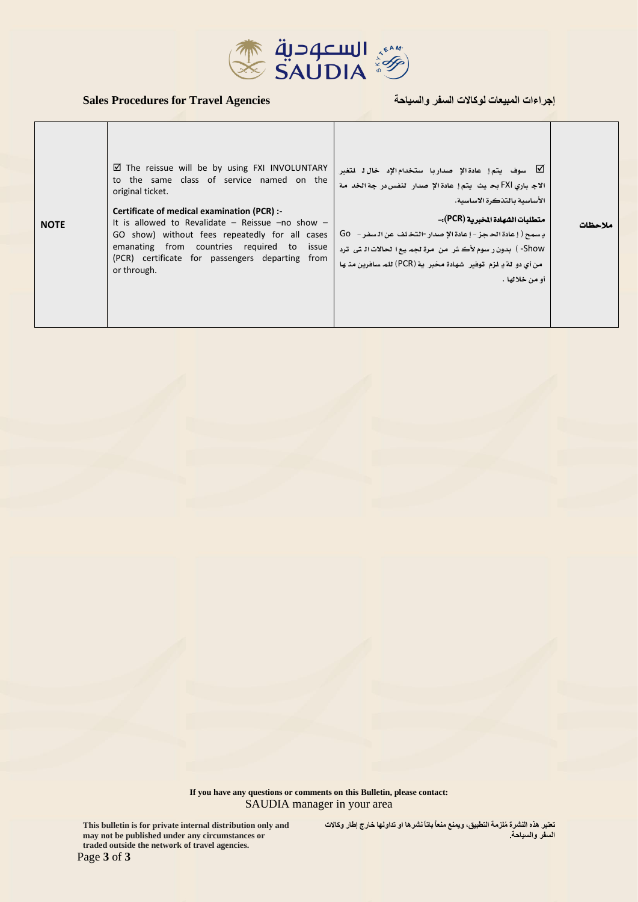Sales Procedures for Travel Agencies

إجراءات المبيعات لوكالات السفر والسياحة

| | | | |
|---|---|---|---|
| **NOTE** | ☑ The reissue will be by using FXI INVOLUNTARY to the same class of service named on the original ticket.<br><br>**Certificate of medical examination (PCR) :-**<br>It is allowed to Revalidate – Reissue –no show – GO show) without fees repeatedly for all cases emanating from countries required to issue (PCR) certificate for passengers departing from or through. | ☑ سوف يتم إعادة الإصدار باستخدام الإدخال لتغيير الاجباري FXI بحيث يتم إعادة الإصدار لنفس درجة الخدمة الأساسية بالتذكرة الاساسية.<br><br>**متطلبات الشهادة المخبرية (PCR):-**<br>يسمح ( إعادة الحجز - إعادة الإصدار -التخلف عن السفر - Go Show- ) بدون رسوم لأكثر من مرة لجميع الحالات التي ترد من أي دولة يلزم توفير شهادة مخبرية (PCR) للمسافرين منها أو من خلالها . | **ملاحظات** |

**If you have any questions or comments on this Bulletin, please contact:**
SAUDIA manager in your area

**This bulletin is for private internal distribution only and may not be published under any circumstances or traded outside the network of travel agencies.**

**تعتبر هذه النشرة مُلزمة التطبيق، ويمنع منعاً باتاً نشرها او تداولها خارج إطار وكالات السفر والسياحة.**